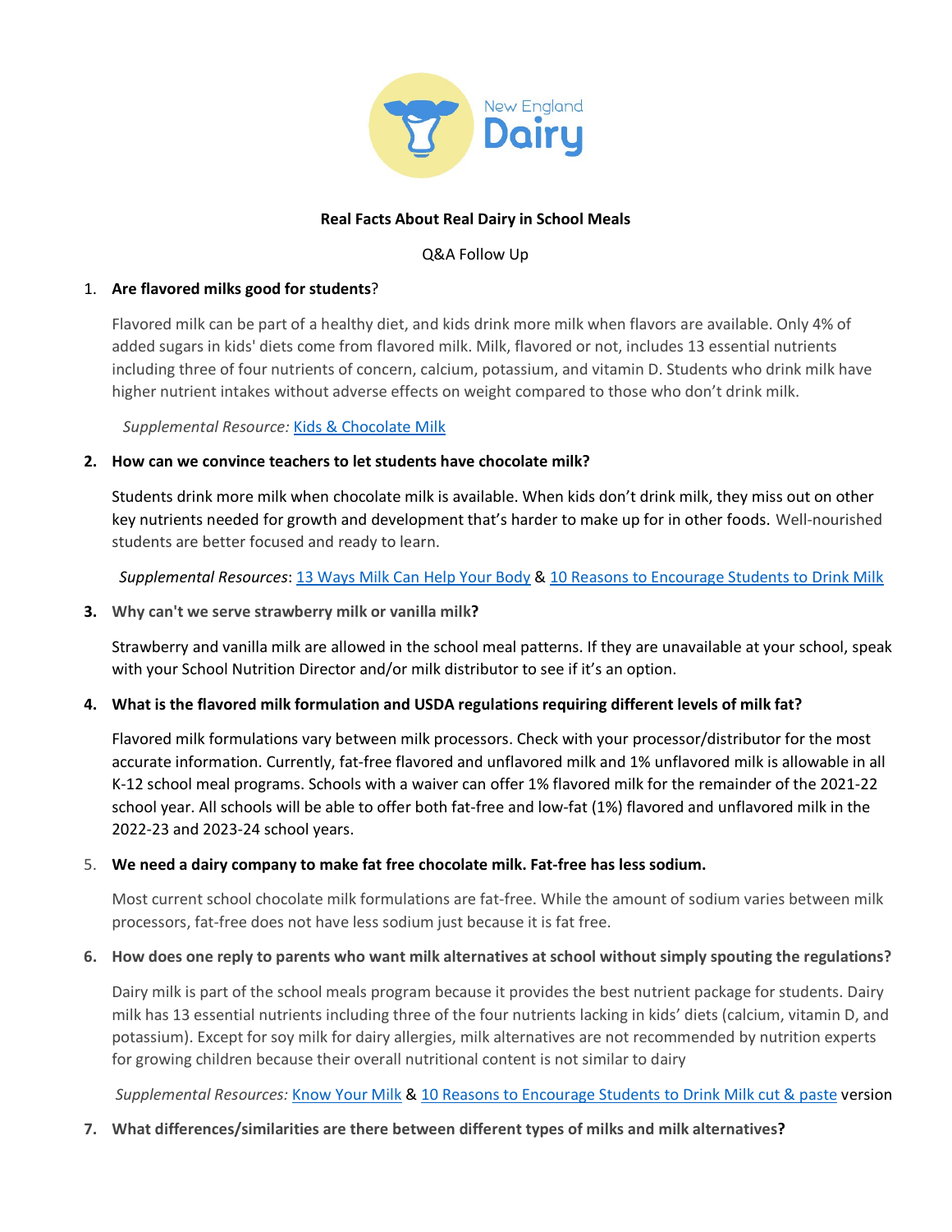New England Dairy

**Real Facts About Real Dairy in School Meals**

Q&A Follow Up

1. **Are flavored milks good for students**?

   Flavored milk can be part of a healthy diet, and kids drink more milk when flavors are available. Only 4% of added sugars in kids' diets come from flavored milk. Milk, flavored or not, includes 13 essential nutrients including three of four nutrients of concern, calcium, potassium, and vitamin D. Students who drink milk have higher nutrient intakes without adverse effects on weight compared to those who don't drink milk.

   *Supplemental Resource:* [Kids & Chocolate Milk]

2. **How can we convince teachers to let students have chocolate milk?**

   Students drink more milk when chocolate milk is available. When kids don't drink milk, they miss out on other key nutrients needed for growth and development that's harder to make up for in other foods. Well-nourished students are better focused and ready to learn.

   *Supplemental Resources*: [13 Ways Milk Can Help Your Body] & [10 Reasons to Encourage Students to Drink Milk]

3. **Why can't we serve strawberry milk or vanilla milk?**

   Strawberry and vanilla milk are allowed in the school meal patterns. If they are unavailable at your school, speak with your School Nutrition Director and/or milk distributor to see if it's an option.

4. **What is the flavored milk formulation and USDA regulations requiring different levels of milk fat?**

   Flavored milk formulations vary between milk processors. Check with your processor/distributor for the most accurate information. Currently, fat-free flavored and unflavored milk and 1% unflavored milk is allowable in all K-12 school meal programs. Schools with a waiver can offer 1% flavored milk for the remainder of the 2021-22 school year. All schools will be able to offer both fat-free and low-fat (1%) flavored and unflavored milk in the 2022-23 and 2023-24 school years.

5. **We need a dairy company to make fat free chocolate milk. Fat-free has less sodium.**

   Most current school chocolate milk formulations are fat-free. While the amount of sodium varies between milk processors, fat-free does not have less sodium just because it is fat free.

6. **How does one reply to parents who want milk alternatives at school without simply spouting the regulations?**

   Dairy milk is part of the school meals program because it provides the best nutrient package for students. Dairy milk has 13 essential nutrients including three of the four nutrients lacking in kids' diets (calcium, vitamin D, and potassium). Except for soy milk for dairy allergies, milk alternatives are not recommended by nutrition experts for growing children because their overall nutritional content is not similar to dairy

   *Supplemental Resources:* [Know Your Milk] & [10 Reasons to Encourage Students to Drink Milk cut & paste] version

7. **What differences/similarities are there between different types of milks and milk alternatives?**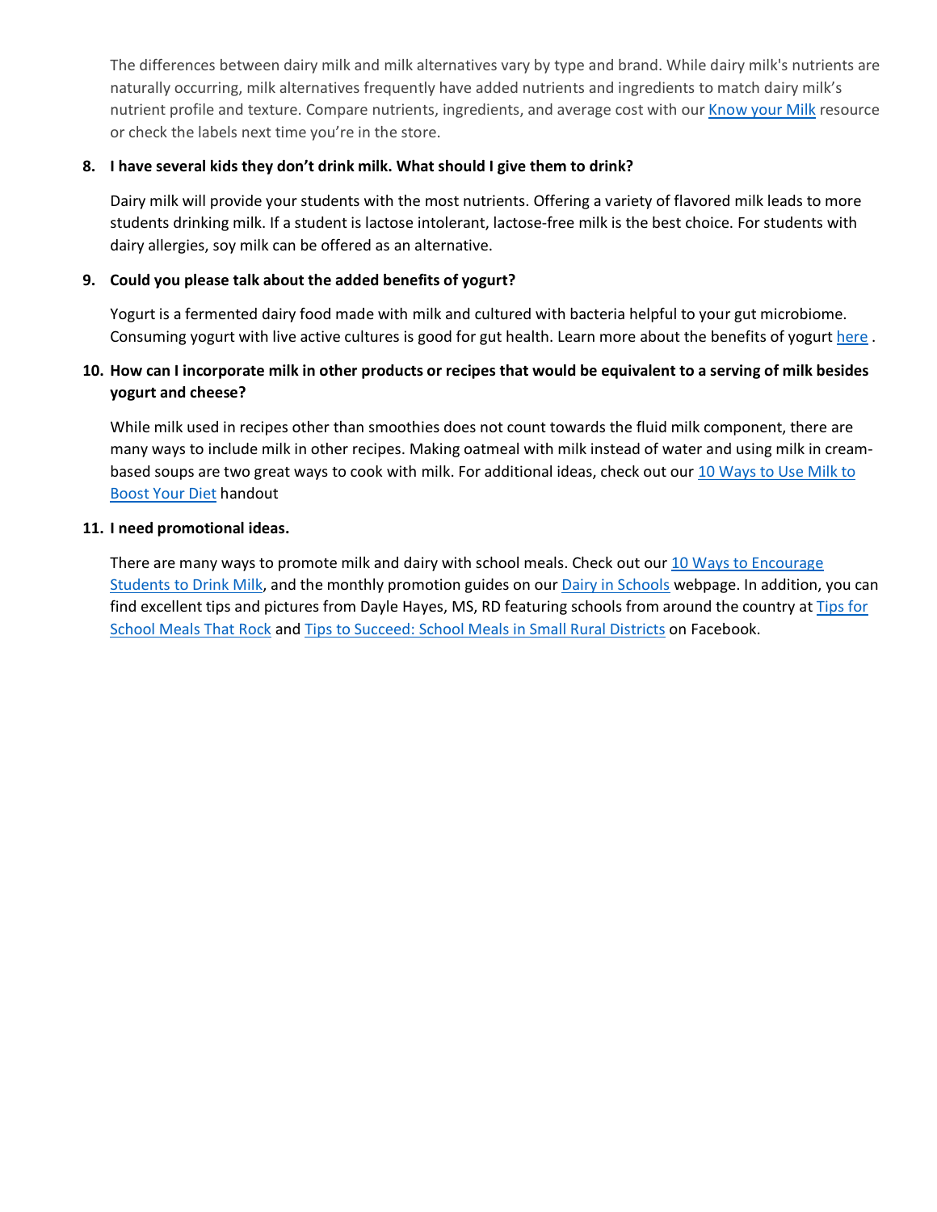The differences between dairy milk and milk alternatives vary by type and brand. While dairy milk's nutrients are naturally occurring, milk alternatives frequently have added nutrients and ingredients to match dairy milk's nutrient profile and texture. Compare nutrients, ingredients, and average cost with our Know your Milk resource or check the labels next time you're in the store.

8. **I have several kids they don't drink milk. What should I give them to drink?**

   Dairy milk will provide your students with the most nutrients. Offering a variety of flavored milk leads to more students drinking milk. If a student is lactose intolerant, lactose-free milk is the best choice. For students with dairy allergies, soy milk can be offered as an alternative.

9. **Could you please talk about the added benefits of yogurt?**

   Yogurt is a fermented dairy food made with milk and cultured with bacteria helpful to your gut microbiome. Consuming yogurt with live active cultures is good for gut health. Learn more about the benefits of yogurt here .

10. **How can I incorporate milk in other products or recipes that would be equivalent to a serving of milk besides yogurt and cheese?**

    While milk used in recipes other than smoothies does not count towards the fluid milk component, there are many ways to include milk in other recipes. Making oatmeal with milk instead of water and using milk in cream-based soups are two great ways to cook with milk. For additional ideas, check out our 10 Ways to Use Milk to Boost Your Diet handout

11. **I need promotional ideas.**

    There are many ways to promote milk and dairy with school meals. Check out our 10 Ways to Encourage Students to Drink Milk, and the monthly promotion guides on our Dairy in Schools webpage. In addition, you can find excellent tips and pictures from Dayle Hayes, MS, RD featuring schools from around the country at Tips for School Meals That Rock and Tips to Succeed: School Meals in Small Rural Districts on Facebook.